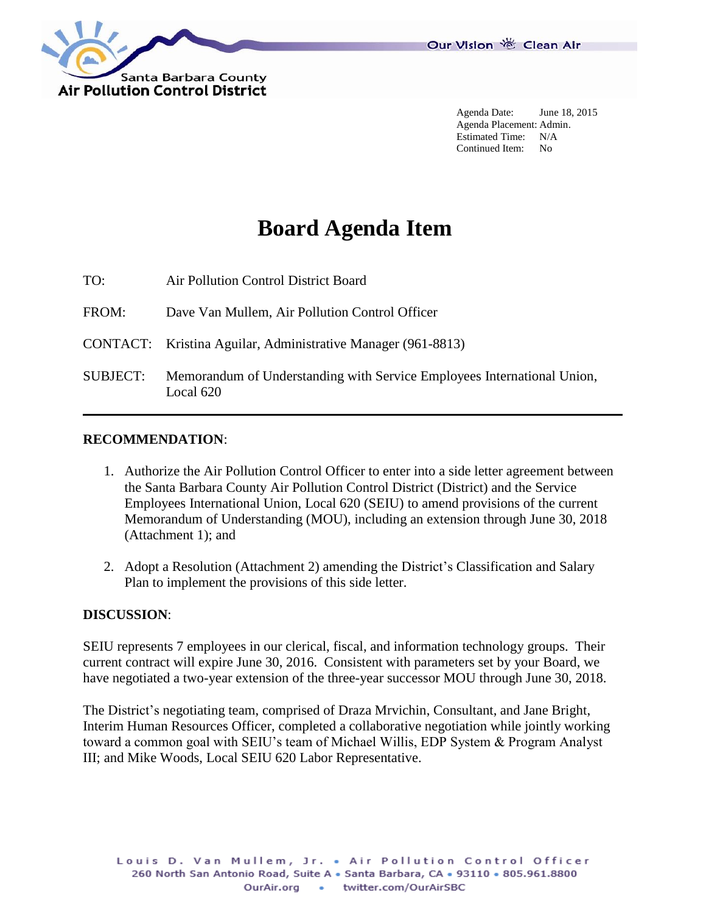Santa Barbara County
Air Pollution Control District

Our Vision Clean Air

Agenda Date: June 18, 2015
Agenda Placement: Admin.
Estimated Time: N/A
Continued Item: No

# Board Agenda Item

TO: Air Pollution Control District Board

FROM: Dave Van Mullem, Air Pollution Control Officer

CONTACT: Kristina Aguilar, Administrative Manager (961-8813)

SUBJECT: Memorandum of Understanding with Service Employees International Union, Local 620

---

**RECOMMENDATION**:

1. Authorize the Air Pollution Control Officer to enter into a side letter agreement between the Santa Barbara County Air Pollution Control District (District) and the Service Employees International Union, Local 620 (SEIU) to amend provisions of the current Memorandum of Understanding (MOU), including an extension through June 30, 2018 (Attachment 1); and

2. Adopt a Resolution (Attachment 2) amending the District's Classification and Salary Plan to implement the provisions of this side letter.

**DISCUSSION**:

SEIU represents 7 employees in our clerical, fiscal, and information technology groups. Their current contract will expire June 30, 2016. Consistent with parameters set by your Board, we have negotiated a two-year extension of the three-year successor MOU through June 30, 2018.

The District's negotiating team, comprised of Draza Mrvichin, Consultant, and Jane Bright, Interim Human Resources Officer, completed a collaborative negotiation while jointly working toward a common goal with SEIU's team of Michael Willis, EDP System & Program Analyst III; and Mike Woods, Local SEIU 620 Labor Representative.

Louis D. Van Mullem, Jr. • Air Pollution Control Officer
260 North San Antonio Road, Suite A • Santa Barbara, CA • 93110 • 805.961.8800
OurAir.org • twitter.com/OurAirSBC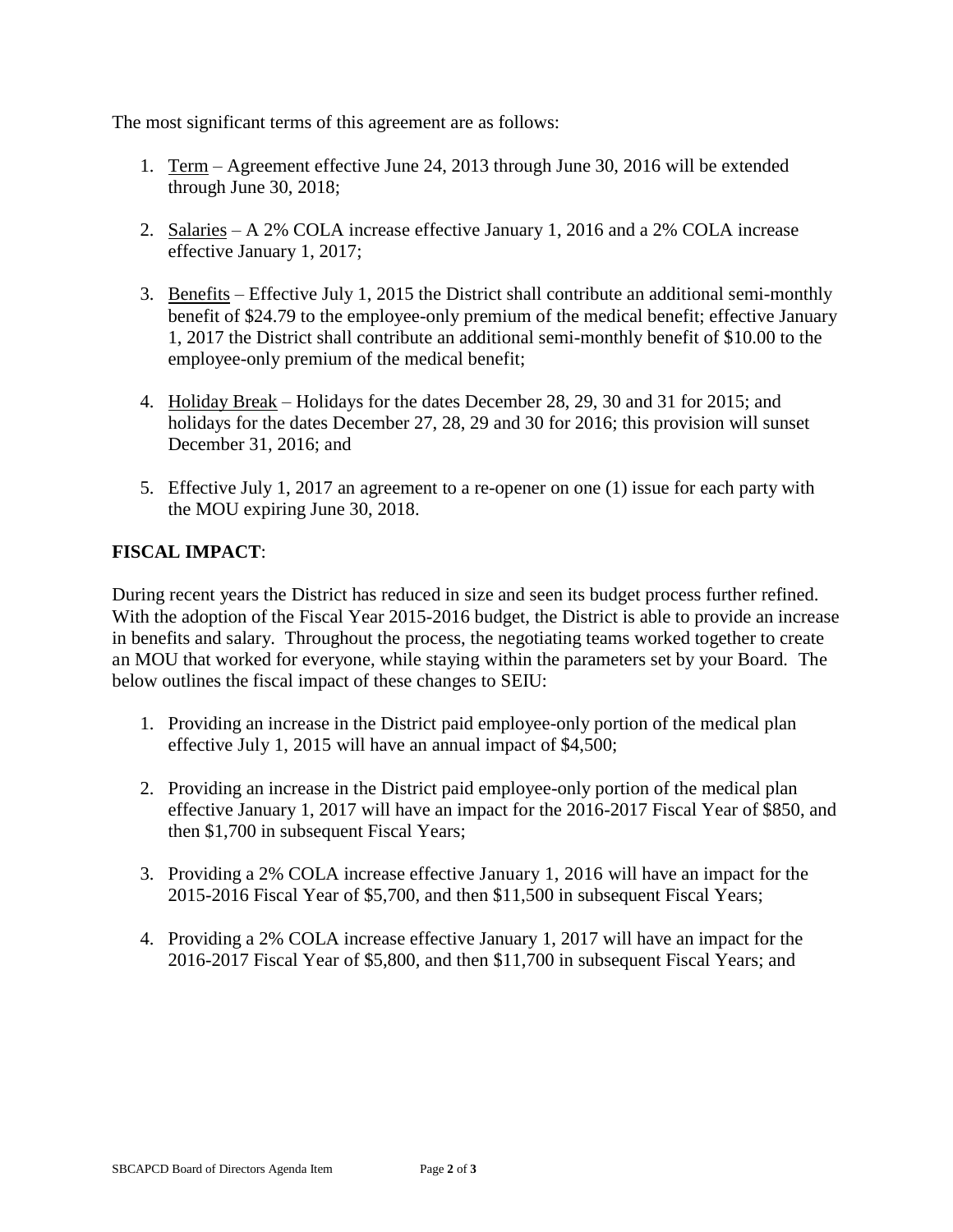The most significant terms of this agreement are as follows:

1. Term – Agreement effective June 24, 2013 through June 30, 2016 will be extended through June 30, 2018;

2. Salaries – A 2% COLA increase effective January 1, 2016 and a 2% COLA increase effective January 1, 2017;

3. Benefits – Effective July 1, 2015 the District shall contribute an additional semi-monthly benefit of $24.79 to the employee-only premium of the medical benefit; effective January 1, 2017 the District shall contribute an additional semi-monthly benefit of $10.00 to the employee-only premium of the medical benefit;

4. Holiday Break – Holidays for the dates December 28, 29, 30 and 31 for 2015; and holidays for the dates December 27, 28, 29 and 30 for 2016; this provision will sunset December 31, 2016; and

5. Effective July 1, 2017 an agreement to a re-opener on one (1) issue for each party with the MOU expiring June 30, 2018.

**FISCAL IMPACT**:

During recent years the District has reduced in size and seen its budget process further refined. With the adoption of the Fiscal Year 2015-2016 budget, the District is able to provide an increase in benefits and salary. Throughout the process, the negotiating teams worked together to create an MOU that worked for everyone, while staying within the parameters set by your Board. The below outlines the fiscal impact of these changes to SEIU:

1. Providing an increase in the District paid employee-only portion of the medical plan effective July 1, 2015 will have an annual impact of $4,500;

2. Providing an increase in the District paid employee-only portion of the medical plan effective January 1, 2017 will have an impact for the 2016-2017 Fiscal Year of $850, and then $1,700 in subsequent Fiscal Years;

3. Providing a 2% COLA increase effective January 1, 2016 will have an impact for the 2015-2016 Fiscal Year of $5,700, and then $11,500 in subsequent Fiscal Years;

4. Providing a 2% COLA increase effective January 1, 2017 will have an impact for the 2016-2017 Fiscal Year of $5,800, and then $11,700 in subsequent Fiscal Years; and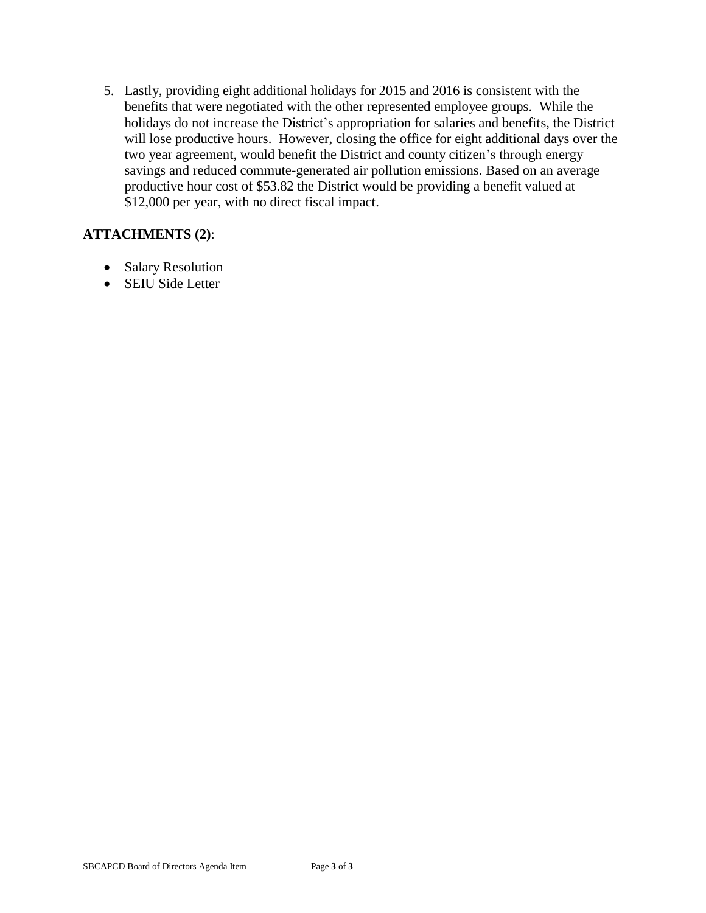5. Lastly, providing eight additional holidays for 2015 and 2016 is consistent with the benefits that were negotiated with the other represented employee groups. While the holidays do not increase the District's appropriation for salaries and benefits, the District will lose productive hours. However, closing the office for eight additional days over the two year agreement, would benefit the District and county citizen's through energy savings and reduced commute-generated air pollution emissions. Based on an average productive hour cost of $53.82 the District would be providing a benefit valued at $12,000 per year, with no direct fiscal impact.

**ATTACHMENTS (2)**:

- Salary Resolution
- SEIU Side Letter